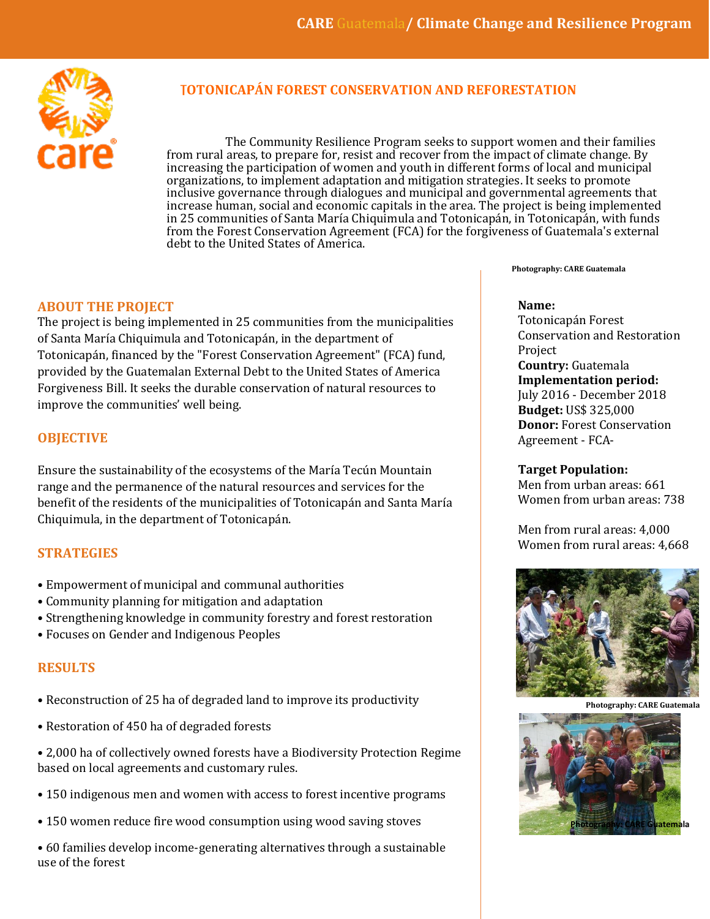# TOTONICAPÁN FOREST CONSERVATION AND REFORESTATION

The Community Resilience Program seeks to support women and their families from rural areas, to prepare for, resist and recover from the impact of climate change. By increasing the participation of women and youth in different forms of local and municipal organizations, to implement adaptation and mitigation strategies. It seeks to promote inclusive governance through dialogues and municipal and governmental agreements that increase human, social and economic capitals in the area. The project is being implemented in 25 communities of Santa María Chiquimula and Totonicapán, in Totonicapán, with funds from the Forest Conservation Agreement (FCA) for the forgiveness of Guatemala's external debt to the United States of America.

Photography: CARE Guatemala

## ABOUT THE PROJECT

The project is being implemented in 25 communities from the municipalities of Santa María Chiquimula and Totonicapán, in the department of Totonicapán, financed by the "Forest Conservation Agreement" (FCA) fund, provided by the Guatemalan External Debt to the United States of America Forgiveness Bill. It seeks the durable conservation of natural resources to improve the communities' well being.

## OBJECTIVE

Ensure the sustainability of the ecosystems of the María Tecún Mountain range and the permanence of the natural resources and services for the benefit of the residents of the municipalities of Totonicapán and Santa María Chiquimula, in the department of Totonicapán.

## STRATEGIES

- Empowerment of municipal and communal authorities
- Community planning for mitigation and adaptation
- Strengthening knowledge in community forestry and forest restoration
- Focuses on Gender and Indigenous Peoples

## RESULTS

- Reconstruction of 25 ha of degraded land to improve its productivity
- Restoration of 450 ha of degraded forests
- 2,000 ha of collectively owned forests have a Biodiversity Protection Regime based on local agreements and customary rules.
- 150 indigenous men and women with access to forest incentive programs
- 150 women reduce fire wood consumption using wood saving stoves
- 60 families develop income-generating alternatives through a sustainable use of the forest

**Name:** Totonicapán Forest Conservation and Restoration Project
**Country:** Guatemala
**Implementation period:** July 2016 - December 2018
**Budget:** US$ 325,000
**Donor:** Forest Conservation Agreement - FCA-

**Target Population:**
Men from urban areas: 661
Women from urban areas: 738

Men from rural areas: 4,000
Women from rural areas: 4,668

Photography: CARE Guatemala

Photography: CARE Guatemala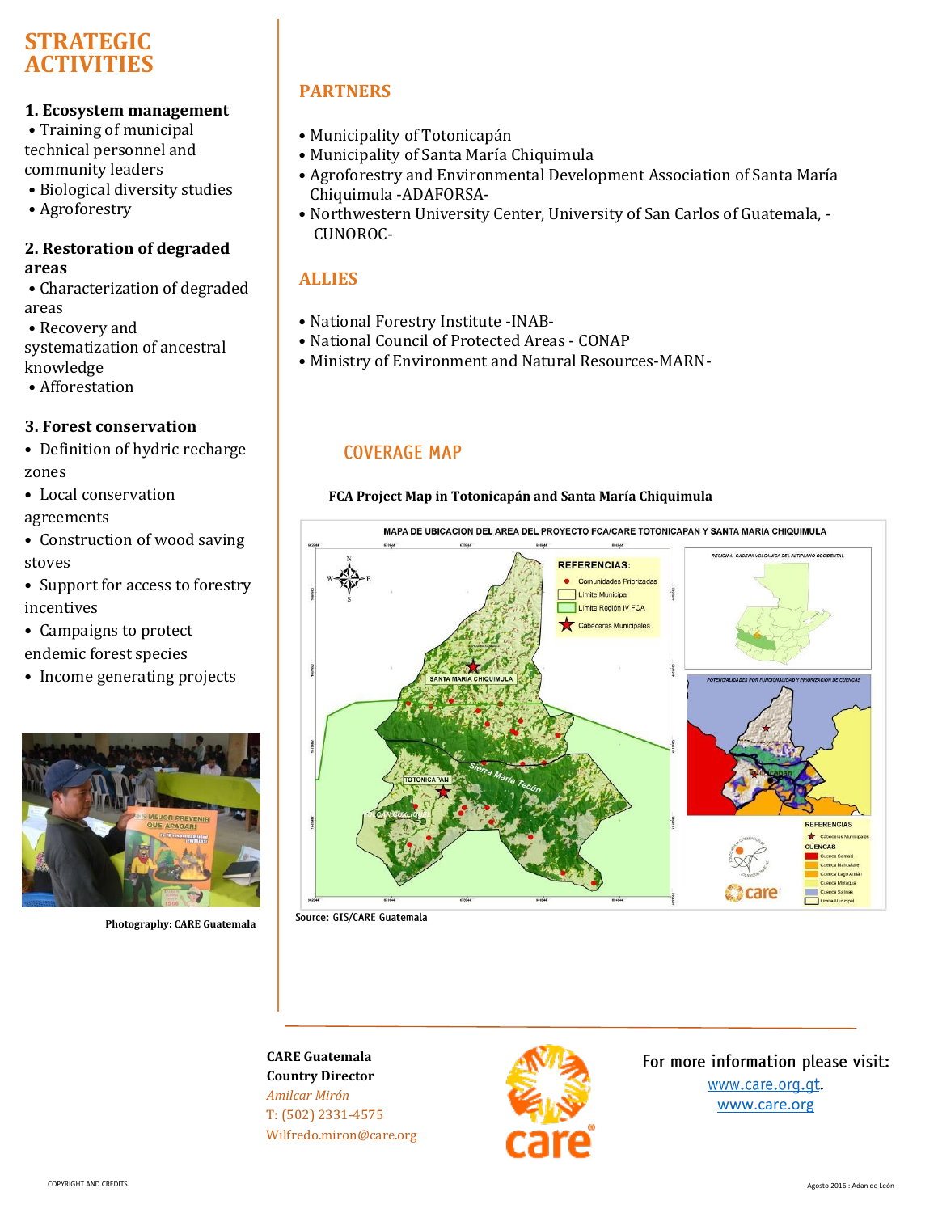# STRATEGIC ACTIVITIES

### 1. Ecosystem management

- Training of municipal technical personnel and community leaders
- Biological diversity studies
- Agroforestry

### 2. Restoration of degraded areas

- Characterization of degraded areas
- Recovery and systematization of ancestral knowledge
- Afforestation

### 3. Forest conservation

- Definition of hydric recharge zones
- Local conservation agreements
- Construction of wood saving stoves
- Support for access to forestry incentives
- Campaigns to protect endemic forest species
- Income generating projects

Photography: CARE Guatemala

## PARTNERS

- Municipality of Totonicapán
- Municipality of Santa María Chiquimula
- Agroforestry and Environmental Development Association of Santa María Chiquimula -ADAFORSA-
- Northwestern University Center, University of San Carlos of Guatemala, -CUNOROC-

## ALLIES

- National Forestry Institute -INAB-
- National Council of Protected Areas - CONAP
- Ministry of Environment and Natural Resources-MARN-

## COVERAGE MAP

**FCA Project Map in Totonicapán and Santa María Chiquimula**

MAPA DE UBICACION DEL AREA DEL PROYECTO FCA/CARE TOTONICAPAN Y SANTA MARIA CHIQUIMULA

REFERENCIAS:
Comunidades Priorizadas
Límite Municipal
Límite Región IV FCA
Cabeceras Municipales

SANTA MARIA CHIQUIMULA
TOTONICAPAN
Sierra María Tecún

Source: GIS/CARE Guatemala

**CARE Guatemala**
**Country Director**
*Amilcar Mirón*
T: (502) 2331-4575
Wilfredo.miron@care.org

For more information please visit:
www.care.org.gt.
www.care.org

COPYRIGHT AND CREDITS

Agosto 2016 : Adan de León